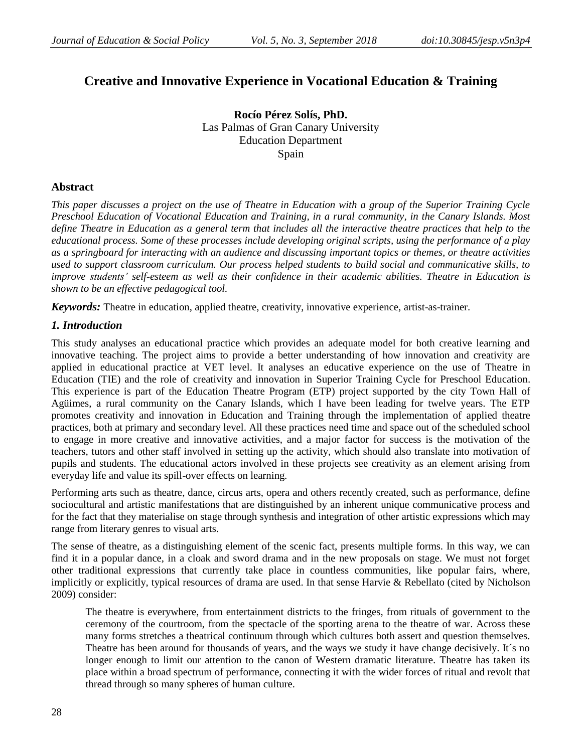# Creative and Innovative Experience in Vocational Education & Training

**Rocío Pérez Solís, PhD.**
Las Palmas of Gran Canary University
Education Department
Spain

## Abstract

*This paper discusses a project on the use of Theatre in Education with a group of the Superior Training Cycle Preschool Education of Vocational Education and Training, in a rural community, in the Canary Islands. Most define Theatre in Education as a general term that includes all the interactive theatre practices that help to the educational process. Some of these processes include developing original scripts, using the performance of a play as a springboard for interacting with an audience and discussing important topics or themes, or theatre activities used to support classroom curriculum. Our process helped students to build social and communicative skills, to improve students' self-esteem as well as their confidence in their academic abilities. Theatre in Education is shown to be an effective pedagogical tool.*

***Keywords:*** Theatre in education, applied theatre, creativity, innovative experience, artist-as-trainer.

## *1. Introduction*

This study analyses an educational practice which provides an adequate model for both creative learning and innovative teaching. The project aims to provide a better understanding of how innovation and creativity are applied in educational practice at VET level. It analyses an educative experience on the use of Theatre in Education (TIE) and the role of creativity and innovation in Superior Training Cycle for Preschool Education. This experience is part of the Education Theatre Program (ETP) project supported by the city Town Hall of Agüimes, a rural community on the Canary Islands, which I have been leading for twelve years. The ETP promotes creativity and innovation in Education and Training through the implementation of applied theatre practices, both at primary and secondary level. All these practices need time and space out of the scheduled school to engage in more creative and innovative activities, and a major factor for success is the motivation of the teachers, tutors and other staff involved in setting up the activity, which should also translate into motivation of pupils and students. The educational actors involved in these projects see creativity as an element arising from everyday life and value its spill-over effects on learning.

Performing arts such as theatre, dance, circus arts, opera and others recently created, such as performance, define sociocultural and artistic manifestations that are distinguished by an inherent unique communicative process and for the fact that they materialise on stage through synthesis and integration of other artistic expressions which may range from literary genres to visual arts.

The sense of theatre, as a distinguishing element of the scenic fact, presents multiple forms. In this way, we can find it in a popular dance, in a cloak and sword drama and in the new proposals on stage. We must not forget other traditional expressions that currently take place in countless communities, like popular fairs, where, implicitly or explicitly, typical resources of drama are used. In that sense Harvie & Rebellato (cited by Nicholson 2009) consider:

> The theatre is everywhere, from entertainment districts to the fringes, from rituals of government to the ceremony of the courtroom, from the spectacle of the sporting arena to the theatre of war. Across these many forms stretches a theatrical continuum through which cultures both assert and question themselves. Theatre has been around for thousands of years, and the ways we study it have change decisively. It´s no longer enough to limit our attention to the canon of Western dramatic literature. Theatre has taken its place within a broad spectrum of performance, connecting it with the wider forces of ritual and revolt that thread through so many spheres of human culture.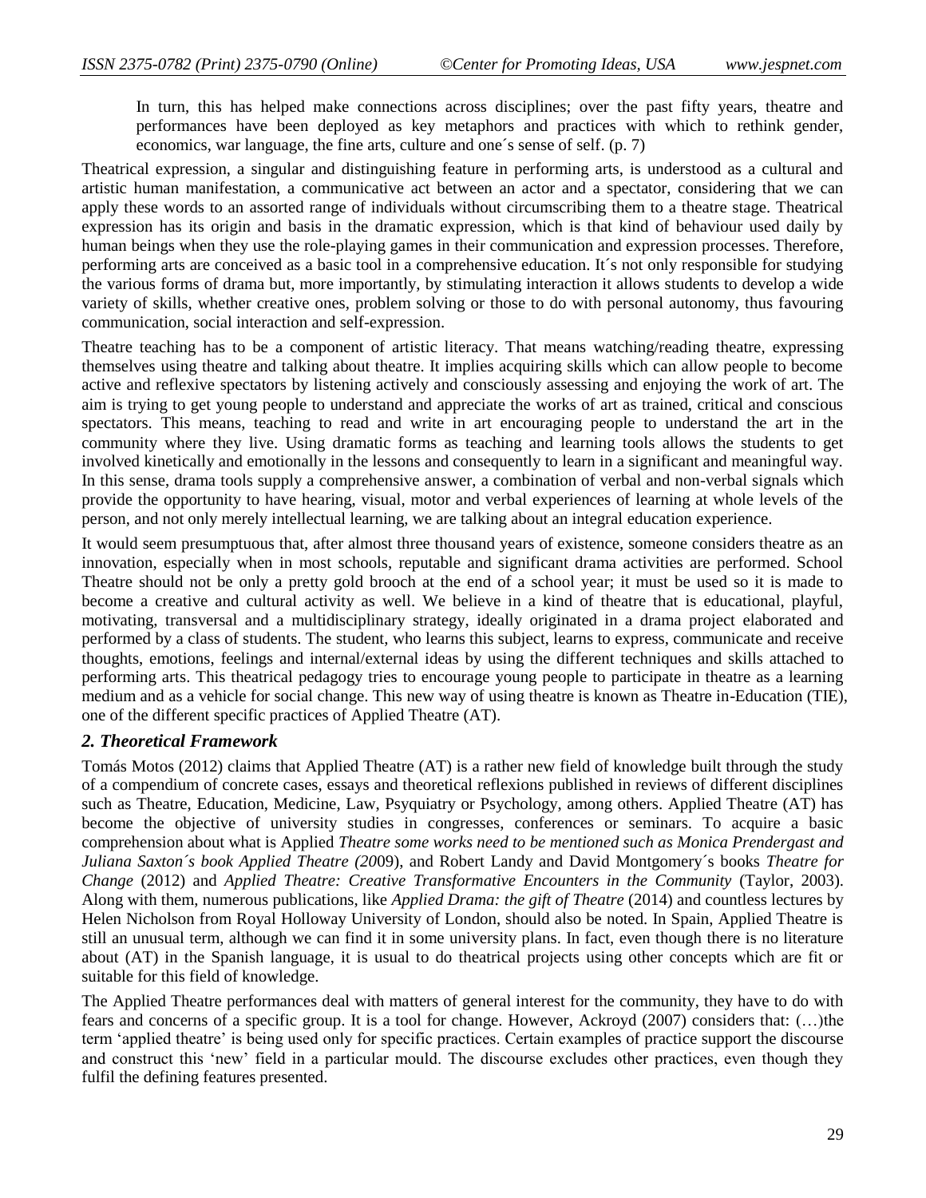> In turn, this has helped make connections across disciplines; over the past fifty years, theatre and performances have been deployed as key metaphors and practices with which to rethink gender, economics, war language, the fine arts, culture and one´s sense of self. (p. 7)

Theatrical expression, a singular and distinguishing feature in performing arts, is understood as a cultural and artistic human manifestation, a communicative act between an actor and a spectator, considering that we can apply these words to an assorted range of individuals without circumscribing them to a theatre stage. Theatrical expression has its origin and basis in the dramatic expression, which is that kind of behaviour used daily by human beings when they use the role-playing games in their communication and expression processes. Therefore, performing arts are conceived as a basic tool in a comprehensive education. It´s not only responsible for studying the various forms of drama but, more importantly, by stimulating interaction it allows students to develop a wide variety of skills, whether creative ones, problem solving or those to do with personal autonomy, thus favouring communication, social interaction and self-expression.

Theatre teaching has to be a component of artistic literacy. That means watching/reading theatre, expressing themselves using theatre and talking about theatre. It implies acquiring skills which can allow people to become active and reflexive spectators by listening actively and consciously assessing and enjoying the work of art. The aim is trying to get young people to understand and appreciate the works of art as trained, critical and conscious spectators. This means, teaching to read and write in art encouraging people to understand the art in the community where they live. Using dramatic forms as teaching and learning tools allows the students to get involved kinetically and emotionally in the lessons and consequently to learn in a significant and meaningful way. In this sense, drama tools supply a comprehensive answer, a combination of verbal and non-verbal signals which provide the opportunity to have hearing, visual, motor and verbal experiences of learning at whole levels of the person, and not only merely intellectual learning, we are talking about an integral education experience.

It would seem presumptuous that, after almost three thousand years of existence, someone considers theatre as an innovation, especially when in most schools, reputable and significant drama activities are performed. School Theatre should not be only a pretty gold brooch at the end of a school year; it must be used so it is made to become a creative and cultural activity as well. We believe in a kind of theatre that is educational, playful, motivating, transversal and a multidisciplinary strategy, ideally originated in a drama project elaborated and performed by a class of students. The student, who learns this subject, learns to express, communicate and receive thoughts, emotions, feelings and internal/external ideas by using the different techniques and skills attached to performing arts. This theatrical pedagogy tries to encourage young people to participate in theatre as a learning medium and as a vehicle for social change. This new way of using theatre is known as Theatre in-Education (TIE), one of the different specific practices of Applied Theatre (AT).

## *2. Theoretical Framework*

Tomás Motos (2012) claims that Applied Theatre (AT) is a rather new field of knowledge built through the study of a compendium of concrete cases, essays and theoretical reflexions published in reviews of different disciplines such as Theatre, Education, Medicine, Law, Psyquiatry or Psychology, among others. Applied Theatre (AT) has become the objective of university studies in congresses, conferences or seminars. To acquire a basic comprehension about what is Applied *Theatre some works need to be mentioned such as Monica Prendergast and Juliana Saxton´s book Applied Theatre (20*09), and Robert Landy and David Montgomery´s books *Theatre for Change* (2012) and *Applied Theatre: Creative Transformative Encounters in the Community* (Taylor, 2003). Along with them, numerous publications, like *Applied Drama: the gift of Theatre* (2014) and countless lectures by Helen Nicholson from Royal Holloway University of London, should also be noted. In Spain, Applied Theatre is still an unusual term, although we can find it in some university plans. In fact, even though there is no literature about (AT) in the Spanish language, it is usual to do theatrical projects using other concepts which are fit or suitable for this field of knowledge.

The Applied Theatre performances deal with matters of general interest for the community, they have to do with fears and concerns of a specific group. It is a tool for change. However, Ackroyd (2007) considers that: (…)the term 'applied theatre' is being used only for specific practices. Certain examples of practice support the discourse and construct this 'new' field in a particular mould. The discourse excludes other practices, even though they fulfil the defining features presented.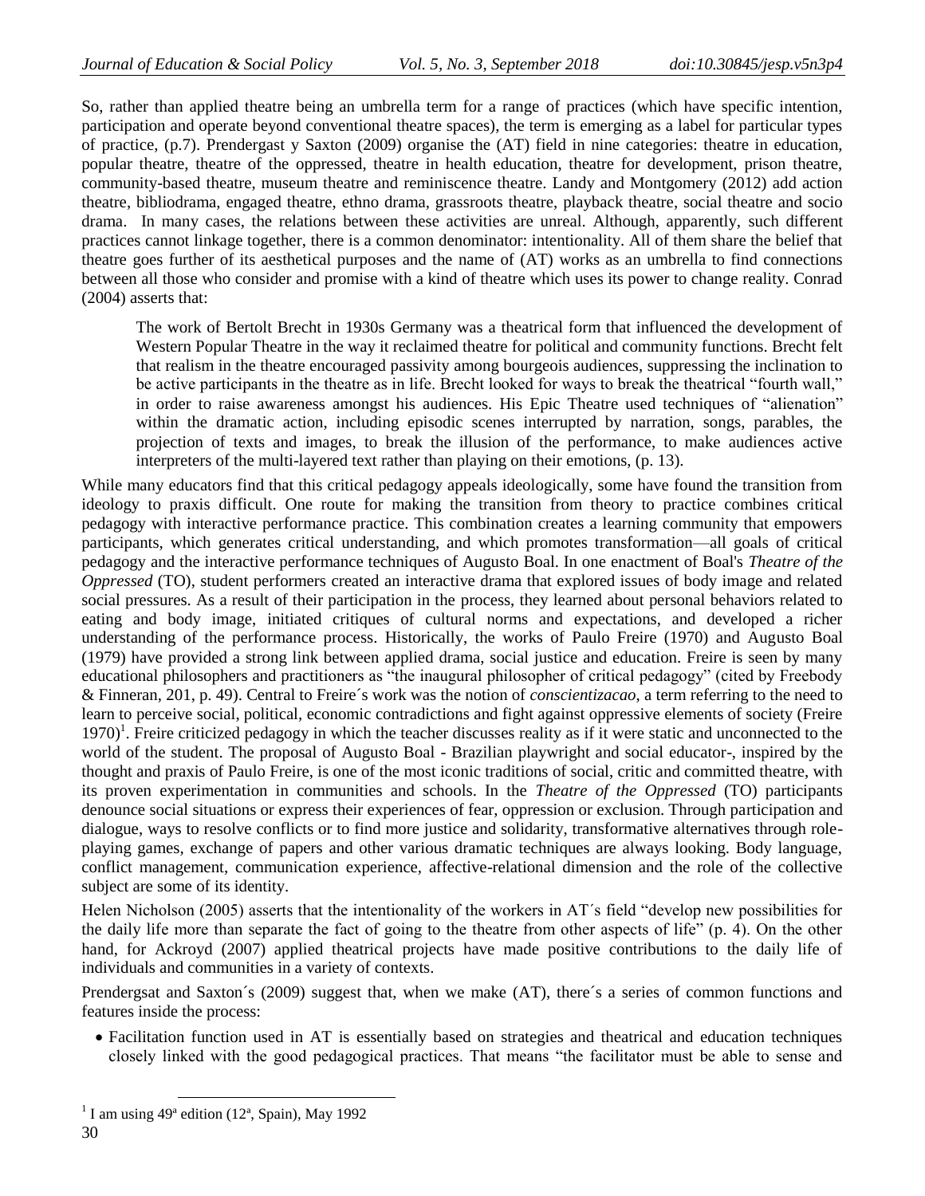So, rather than applied theatre being an umbrella term for a range of practices (which have specific intention, participation and operate beyond conventional theatre spaces), the term is emerging as a label for particular types of practice, (p.7). Prendergast y Saxton (2009) organise the (AT) field in nine categories: theatre in education, popular theatre, theatre of the oppressed, theatre in health education, theatre for development, prison theatre, community-based theatre, museum theatre and reminiscence theatre. Landy and Montgomery (2012) add action theatre, bibliodrama, engaged theatre, ethno drama, grassroots theatre, playback theatre, social theatre and socio drama. In many cases, the relations between these activities are unreal. Although, apparently, such different practices cannot linkage together, there is a common denominator: intentionality. All of them share the belief that theatre goes further of its aesthetical purposes and the name of (AT) works as an umbrella to find connections between all those who consider and promise with a kind of theatre which uses its power to change reality. Conrad (2004) asserts that:

> The work of Bertolt Brecht in 1930s Germany was a theatrical form that influenced the development of Western Popular Theatre in the way it reclaimed theatre for political and community functions. Brecht felt that realism in the theatre encouraged passivity among bourgeois audiences, suppressing the inclination to be active participants in the theatre as in life. Brecht looked for ways to break the theatrical "fourth wall," in order to raise awareness amongst his audiences. His Epic Theatre used techniques of "alienation" within the dramatic action, including episodic scenes interrupted by narration, songs, parables, the projection of texts and images, to break the illusion of the performance, to make audiences active interpreters of the multi-layered text rather than playing on their emotions, (p. 13).

While many educators find that this critical pedagogy appeals ideologically, some have found the transition from ideology to praxis difficult. One route for making the transition from theory to practice combines critical pedagogy with interactive performance practice. This combination creates a learning community that empowers participants, which generates critical understanding, and which promotes transformation—all goals of critical pedagogy and the interactive performance techniques of Augusto Boal. In one enactment of Boal's *Theatre of the Oppressed* (TO), student performers created an interactive drama that explored issues of body image and related social pressures. As a result of their participation in the process, they learned about personal behaviors related to eating and body image, initiated critiques of cultural norms and expectations, and developed a richer understanding of the performance process. Historically, the works of Paulo Freire (1970) and Augusto Boal (1979) have provided a strong link between applied drama, social justice and education. Freire is seen by many educational philosophers and practitioners as "the inaugural philosopher of critical pedagogy" (cited by Freebody & Finneran, 201, p. 49). Central to Freire´s work was the notion of *conscientizacao*, a term referring to the need to learn to perceive social, political, economic contradictions and fight against oppressive elements of society (Freire 1970)[1]. Freire criticized pedagogy in which the teacher discusses reality as if it were static and unconnected to the world of the student. The proposal of Augusto Boal - Brazilian playwright and social educator-, inspired by the thought and praxis of Paulo Freire, is one of the most iconic traditions of social, critic and committed theatre, with its proven experimentation in communities and schools. In the *Theatre of the Oppressed* (TO) participants denounce social situations or express their experiences of fear, oppression or exclusion. Through participation and dialogue, ways to resolve conflicts or to find more justice and solidarity, transformative alternatives through role-playing games, exchange of papers and other various dramatic techniques are always looking. Body language, conflict management, communication experience, affective-relational dimension and the role of the collective subject are some of its identity.

Helen Nicholson (2005) asserts that the intentionality of the workers in AT´s field "develop new possibilities for the daily life more than separate the fact of going to the theatre from other aspects of life" (p. 4). On the other hand, for Ackroyd (2007) applied theatrical projects have made positive contributions to the daily life of individuals and communities in a variety of contexts.

Prendergsat and Saxton´s (2009) suggest that, when we make (AT), there´s a series of common functions and features inside the process:

- Facilitation function used in AT is essentially based on strategies and theatrical and education techniques closely linked with the good pedagogical practices. That means "the facilitator must be able to sense and

[1] I am using 49ª edition (12ª, Spain), May 1992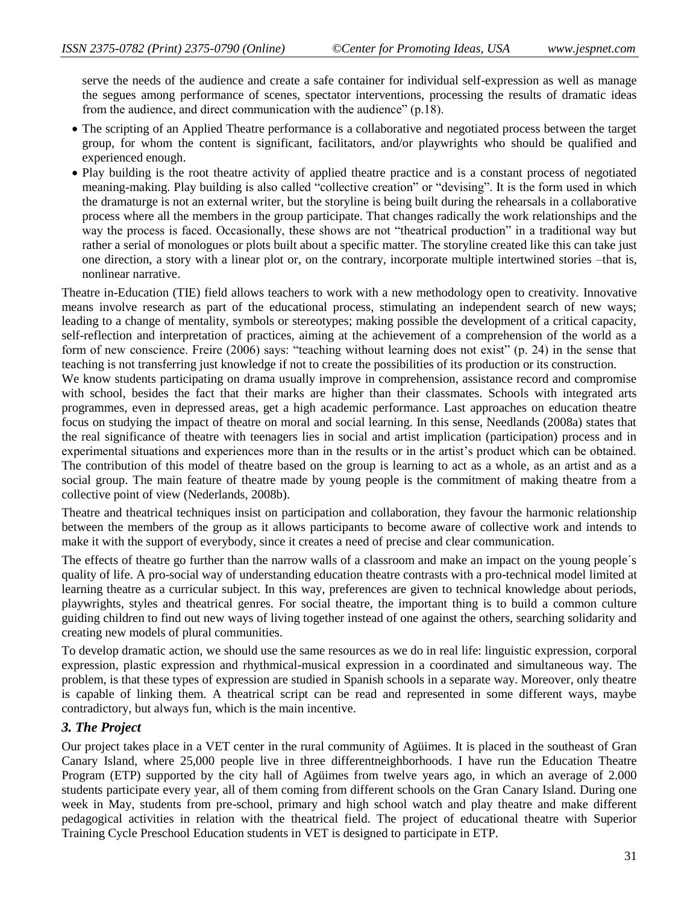serve the needs of the audience and create a safe container for individual self-expression as well as manage the segues among performance of scenes, spectator interventions, processing the results of dramatic ideas from the audience, and direct communication with the audience" (p.18).

- The scripting of an Applied Theatre performance is a collaborative and negotiated process between the target group, for whom the content is significant, facilitators, and/or playwrights who should be qualified and experienced enough.
- Play building is the root theatre activity of applied theatre practice and is a constant process of negotiated meaning-making. Play building is also called "collective creation" or "devising". It is the form used in which the dramaturge is not an external writer, but the storyline is being built during the rehearsals in a collaborative process where all the members in the group participate. That changes radically the work relationships and the way the process is faced. Occasionally, these shows are not "theatrical production" in a traditional way but rather a serial of monologues or plots built about a specific matter. The storyline created like this can take just one direction, a story with a linear plot or, on the contrary, incorporate multiple intertwined stories –that is, nonlinear narrative.

Theatre in-Education (TIE) field allows teachers to work with a new methodology open to creativity. Innovative means involve research as part of the educational process, stimulating an independent search of new ways; leading to a change of mentality, symbols or stereotypes; making possible the development of a critical capacity, self-reflection and interpretation of practices, aiming at the achievement of a comprehension of the world as a form of new conscience. Freire (2006) says: "teaching without learning does not exist" (p. 24) in the sense that teaching is not transferring just knowledge if not to create the possibilities of its production or its construction.

We know students participating on drama usually improve in comprehension, assistance record and compromise with school, besides the fact that their marks are higher than their classmates. Schools with integrated arts programmes, even in depressed areas, get a high academic performance. Last approaches on education theatre focus on studying the impact of theatre on moral and social learning. In this sense, Needlands (2008a) states that the real significance of theatre with teenagers lies in social and artist implication (participation) process and in experimental situations and experiences more than in the results or in the artist's product which can be obtained. The contribution of this model of theatre based on the group is learning to act as a whole, as an artist and as a social group. The main feature of theatre made by young people is the commitment of making theatre from a collective point of view (Nederlands, 2008b).

Theatre and theatrical techniques insist on participation and collaboration, they favour the harmonic relationship between the members of the group as it allows participants to become aware of collective work and intends to make it with the support of everybody, since it creates a need of precise and clear communication.

The effects of theatre go further than the narrow walls of a classroom and make an impact on the young people´s quality of life. A pro-social way of understanding education theatre contrasts with a pro-technical model limited at learning theatre as a curricular subject. In this way, preferences are given to technical knowledge about periods, playwrights, styles and theatrical genres. For social theatre, the important thing is to build a common culture guiding children to find out new ways of living together instead of one against the others, searching solidarity and creating new models of plural communities.

To develop dramatic action, we should use the same resources as we do in real life: linguistic expression, corporal expression, plastic expression and rhythmical-musical expression in a coordinated and simultaneous way. The problem, is that these types of expression are studied in Spanish schools in a separate way. Moreover, only theatre is capable of linking them. A theatrical script can be read and represented in some different ways, maybe contradictory, but always fun, which is the main incentive.

### *3. The Project*

Our project takes place in a VET center in the rural community of Agüimes. It is placed in the southeast of Gran Canary Island, where 25,000 people live in three differentneighborhoods. I have run the Education Theatre Program (ETP) supported by the city hall of Agüimes from twelve years ago, in which an average of 2.000 students participate every year, all of them coming from different schools on the Gran Canary Island. During one week in May, students from pre-school, primary and high school watch and play theatre and make different pedagogical activities in relation with the theatrical field. The project of educational theatre with Superior Training Cycle Preschool Education students in VET is designed to participate in ETP.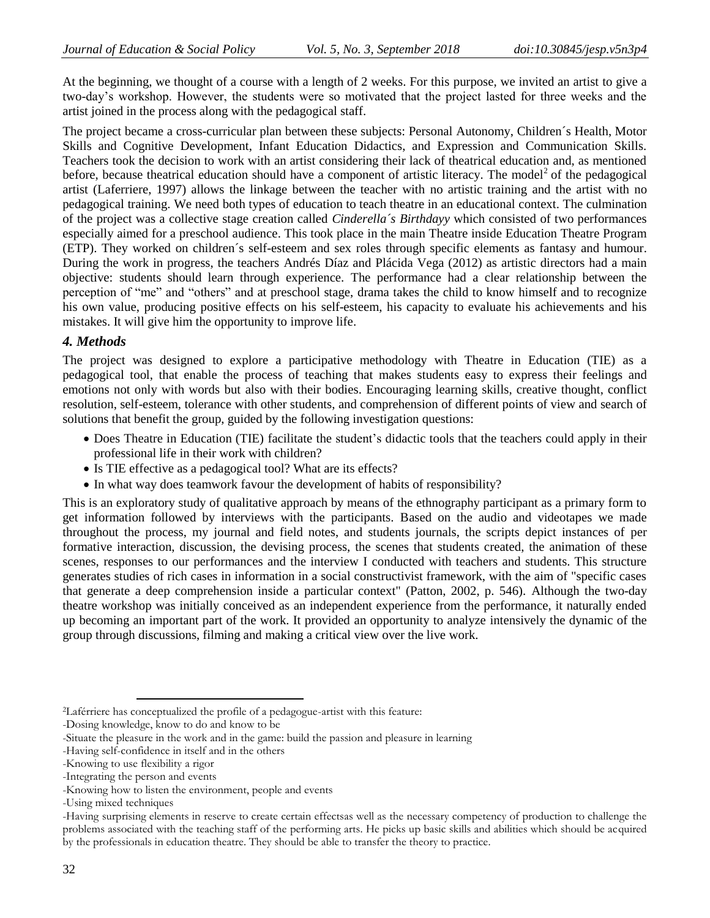At the beginning, we thought of a course with a length of 2 weeks. For this purpose, we invited an artist to give a two-day's workshop. However, the students were so motivated that the project lasted for three weeks and the artist joined in the process along with the pedagogical staff.

The project became a cross-curricular plan between these subjects: Personal Autonomy, Children´s Health, Motor Skills and Cognitive Development, Infant Education Didactics, and Expression and Communication Skills. Teachers took the decision to work with an artist considering their lack of theatrical education and, as mentioned before, because theatrical education should have a component of artistic literacy. The model[2] of the pedagogical artist (Laferriere, 1997) allows the linkage between the teacher with no artistic training and the artist with no pedagogical training. We need both types of education to teach theatre in an educational context. The culmination of the project was a collective stage creation called *Cinderella´s Birthdayy* which consisted of two performances especially aimed for a preschool audience. This took place in the main Theatre inside Education Theatre Program (ETP). They worked on children´s self-esteem and sex roles through specific elements as fantasy and humour. During the work in progress, the teachers Andrés Díaz and Plácida Vega (2012) as artistic directors had a main objective: students should learn through experience. The performance had a clear relationship between the perception of "me" and "others" and at preschool stage, drama takes the child to know himself and to recognize his own value, producing positive effects on his self-esteem, his capacity to evaluate his achievements and his mistakes. It will give him the opportunity to improve life.

### *4. Methods*

The project was designed to explore a participative methodology with Theatre in Education (TIE) as a pedagogical tool, that enable the process of teaching that makes students easy to express their feelings and emotions not only with words but also with their bodies. Encouraging learning skills, creative thought, conflict resolution, self-esteem, tolerance with other students, and comprehension of different points of view and search of solutions that benefit the group, guided by the following investigation questions:

- Does Theatre in Education (TIE) facilitate the student's didactic tools that the teachers could apply in their professional life in their work with children?
- Is TIE effective as a pedagogical tool? What are its effects?
- In what way does teamwork favour the development of habits of responsibility?

This is an exploratory study of qualitative approach by means of the ethnography participant as a primary form to get information followed by interviews with the participants. Based on the audio and videotapes we made throughout the process, my journal and field notes, and students journals, the scripts depict instances of per formative interaction, discussion, the devising process, the scenes that students created, the animation of these scenes, responses to our performances and the interview I conducted with teachers and students. This structure generates studies of rich cases in information in a social constructivist framework, with the aim of "specific cases that generate a deep comprehension inside a particular context" (Patton, 2002, p. 546). Although the two-day theatre workshop was initially conceived as an independent experience from the performance, it naturally ended up becoming an important part of the work. It provided an opportunity to analyze intensively the dynamic of the group through discussions, filming and making a critical view over the live work.

---

[2]Laférriere has conceptualized the profile of a pedagogue-artist with this feature:

-Dosing knowledge, know to do and know to be

-Situate the pleasure in the work and in the game: build the passion and pleasure in learning

-Having self-confidence in itself and in the others

-Knowing to use flexibility a rigor

-Integrating the person and events

-Knowing how to listen the environment, people and events

-Using mixed techniques

-Having surprising elements in reserve to create certain effectsas well as the necessary competency of production to challenge the problems associated with the teaching staff of the performing arts. He picks up basic skills and abilities which should be acquired by the professionals in education theatre. They should be able to transfer the theory to practice.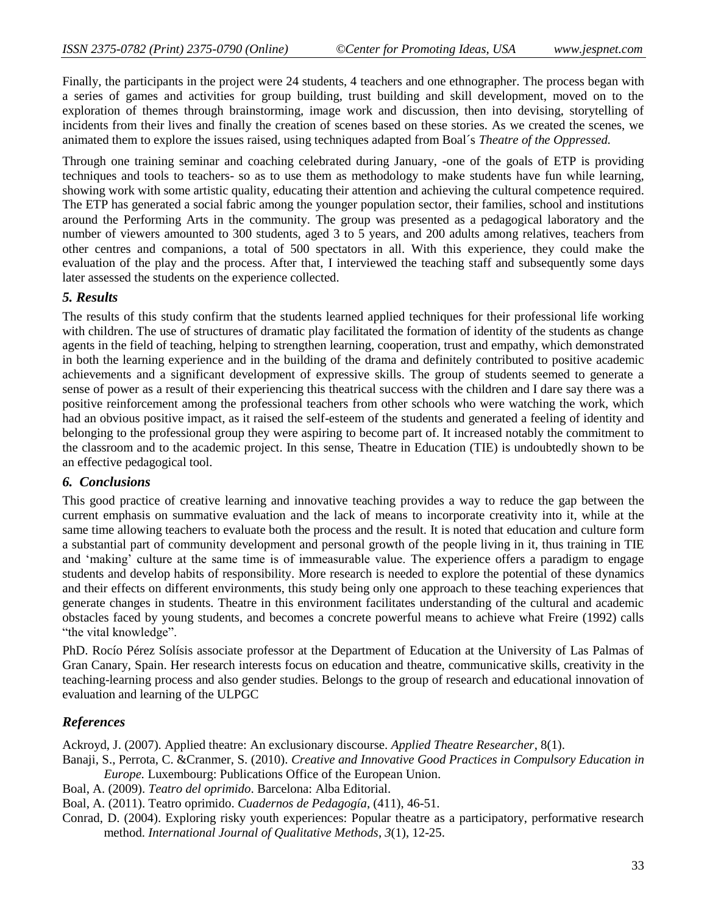Finally, the participants in the project were 24 students, 4 teachers and one ethnographer. The process began with a series of games and activities for group building, trust building and skill development, moved on to the exploration of themes through brainstorming, image work and discussion, then into devising, storytelling of incidents from their lives and finally the creation of scenes based on these stories. As we created the scenes, we animated them to explore the issues raised, using techniques adapted from Boal´s *Theatre of the Oppressed.*

Through one training seminar and coaching celebrated during January, -one of the goals of ETP is providing techniques and tools to teachers- so as to use them as methodology to make students have fun while learning, showing work with some artistic quality, educating their attention and achieving the cultural competence required. The ETP has generated a social fabric among the younger population sector, their families, school and institutions around the Performing Arts in the community. The group was presented as a pedagogical laboratory and the number of viewers amounted to 300 students, aged 3 to 5 years, and 200 adults among relatives, teachers from other centres and companions, a total of 500 spectators in all. With this experience, they could make the evaluation of the play and the process. After that, I interviewed the teaching staff and subsequently some days later assessed the students on the experience collected.

### *5. Results*

The results of this study confirm that the students learned applied techniques for their professional life working with children. The use of structures of dramatic play facilitated the formation of identity of the students as change agents in the field of teaching, helping to strengthen learning, cooperation, trust and empathy, which demonstrated in both the learning experience and in the building of the drama and definitely contributed to positive academic achievements and a significant development of expressive skills. The group of students seemed to generate a sense of power as a result of their experiencing this theatrical success with the children and I dare say there was a positive reinforcement among the professional teachers from other schools who were watching the work, which had an obvious positive impact, as it raised the self-esteem of the students and generated a feeling of identity and belonging to the professional group they were aspiring to become part of. It increased notably the commitment to the classroom and to the academic project. In this sense, Theatre in Education (TIE) is undoubtedly shown to be an effective pedagogical tool.

### *6. Conclusions*

This good practice of creative learning and innovative teaching provides a way to reduce the gap between the current emphasis on summative evaluation and the lack of means to incorporate creativity into it, while at the same time allowing teachers to evaluate both the process and the result. It is noted that education and culture form a substantial part of community development and personal growth of the people living in it, thus training in TIE and 'making' culture at the same time is of immeasurable value. The experience offers a paradigm to engage students and develop habits of responsibility. More research is needed to explore the potential of these dynamics and their effects on different environments, this study being only one approach to these teaching experiences that generate changes in students. Theatre in this environment facilitates understanding of the cultural and academic obstacles faced by young students, and becomes a concrete powerful means to achieve what Freire (1992) calls "the vital knowledge".

PhD. Rocío Pérez Solísis associate professor at the Department of Education at the University of Las Palmas of Gran Canary, Spain. Her research interests focus on education and theatre, communicative skills, creativity in the teaching-learning process and also gender studies. Belongs to the group of research and educational innovation of evaluation and learning of the ULPGC

### *References*

Ackroyd, J. (2007). Applied theatre: An exclusionary discourse. *Applied Theatre Researcher*, 8(1).

Banaji, S., Perrota, C. &Cranmer, S. (2010). *Creative and Innovative Good Practices in Compulsory Education in Europe.* Luxembourg: Publications Office of the European Union.

Boal, A. (2009). *Teatro del oprimido*. Barcelona: Alba Editorial.

Boal, A. (2011). Teatro oprimido. *Cuadernos de Pedagogía*, (411), 46-51.

Conrad, D. (2004). Exploring risky youth experiences: Popular theatre as a participatory, performative research method. *International Journal of Qualitative Methods*, *3*(1), 12-25.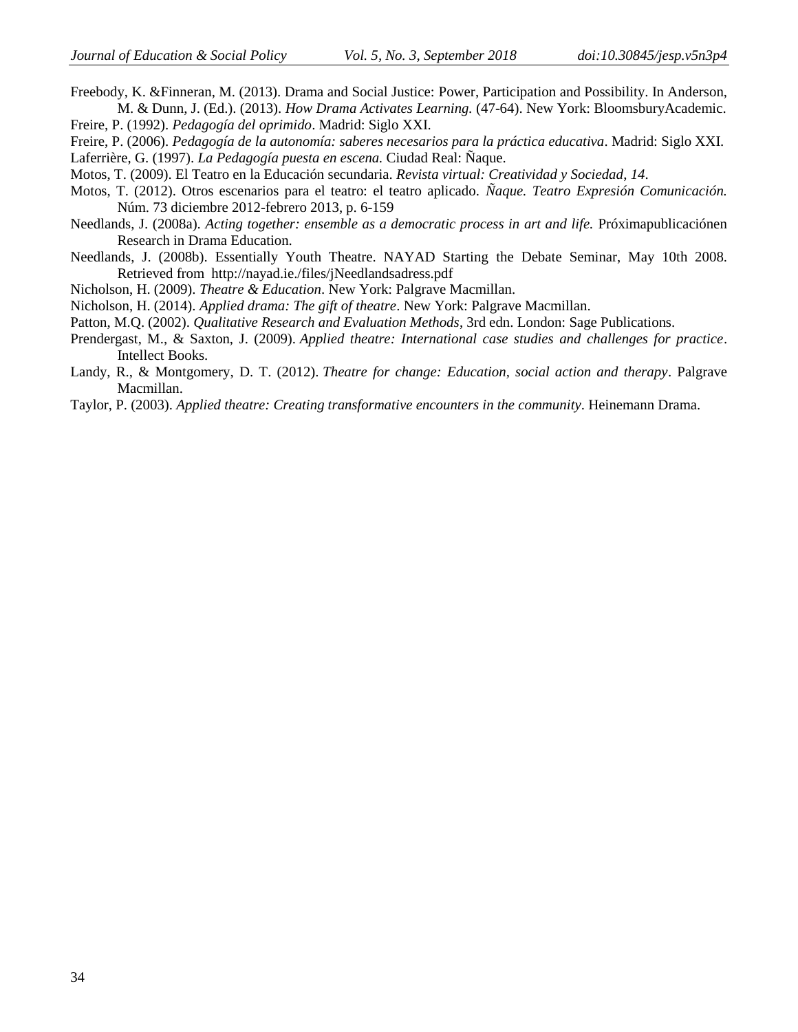Freebody, K. &Finneran, M. (2013). Drama and Social Justice: Power, Participation and Possibility. In Anderson, M. & Dunn, J. (Ed.). (2013). *How Drama Activates Learning.* (47-64). New York: BloomsburyAcademic.

Freire, P. (1992). *Pedagogía del oprimido*. Madrid: Siglo XXI.

Freire, P. (2006). *Pedagogía de la autonomía: saberes necesarios para la práctica educativa*. Madrid: Siglo XXI.

Laferrière, G. (1997). *La Pedagogía puesta en escena.* Ciudad Real: Ñaque.

Motos, T. (2009). El Teatro en la Educación secundaria. *Revista virtual: Creatividad y Sociedad, 14*.

Motos, T. (2012). Otros escenarios para el teatro: el teatro aplicado. *Ñaque. Teatro Expresión Comunicación.* Núm. 73 diciembre 2012-febrero 2013, p. 6-159

Needlands, J. (2008a). *Acting together: ensemble as a democratic process in art and life.* Próximapublicaciónen Research in Drama Education.

Needlands, J. (2008b). Essentially Youth Theatre. NAYAD Starting the Debate Seminar, May 10th 2008. Retrieved from http://nayad.ie./files/jNeedlandsadress.pdf

Nicholson, H. (2009). *Theatre & Education*. New York: Palgrave Macmillan.

Nicholson, H. (2014). *Applied drama: The gift of theatre*. New York: Palgrave Macmillan.

Patton, M.Q. (2002). *Qualitative Research and Evaluation Methods*, 3rd edn. London: Sage Publications.

Prendergast, M., & Saxton, J. (2009). *Applied theatre: International case studies and challenges for practice*. Intellect Books.

Landy, R., & Montgomery, D. T. (2012). *Theatre for change: Education, social action and therapy*. Palgrave Macmillan.

Taylor, P. (2003). *Applied theatre: Creating transformative encounters in the community*. Heinemann Drama.